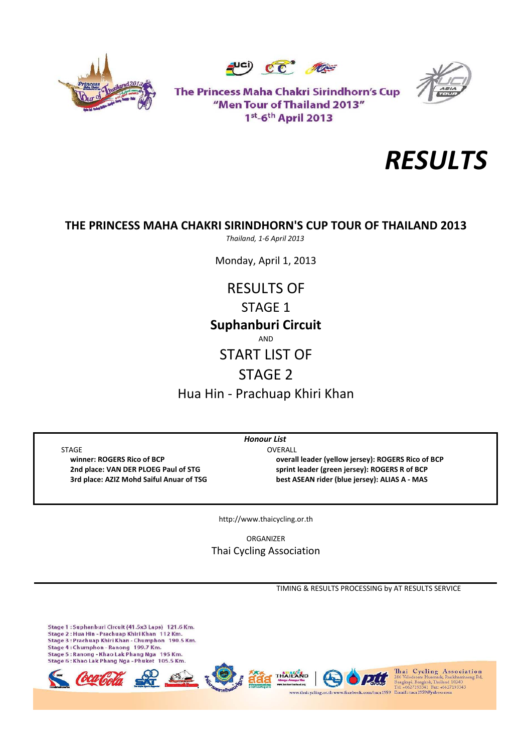The Princess Maha Chakri Sirindhorn's Cup
"Men Tour of Thailand 2013"
1st-6th April 2013

# *RESULTS*

## THE PRINCESS MAHA CHAKRI SIRINDHORN'S CUP TOUR OF THAILAND 2013

*Thailand, 1-6 April 2013*

Monday, April 1, 2013

RESULTS OF

STAGE 1

**Suphanburi Circuit**

AND

START LIST OF

STAGE 2

Hua Hin - Prachuap Khiri Khan

***Honour List***

STAGE

- **winner: ROGERS Rico of BCP**
- **2nd place: VAN DER PLOEG Paul of STG**
- **3rd place: AZIZ Mohd Saiful Anuar of TSG**

OVERALL

- **overall leader (yellow jersey): ROGERS Rico of BCP**
- **sprint leader (green jersey): ROGERS R of BCP**
- **best ASEAN rider (blue jersey): ALIAS A - MAS**

http://www.thaicycling.or.th

ORGANIZER

Thai Cycling Association

TIMING & RESULTS PROCESSING by AT RESULTS SERVICE

Stage 1 : Suphanburi Circuit (41.5x3 Laps) 121.6 Km.
Stage 2 : Hua Hin - Prachuap Khiri Khan 112 Km.
Stage 3 : Prachuap Khiri Khan - Chumphon 190.5 Km.
Stage 4 : Chumphon - Ranong 199.7 Km.
Stage 5 : Ranong - Khao Lak Phang Nga 195 Km.
Stage 6 : Khao Lak Phang Nga - Phuket 105.5 Km.

Thai Cycling Association
286 Velodrome Huamark, Ramkhamhaeng Rd, Bangkapi, Bangkok, Thailand 10240
Tel: +6627193341 Fax: +6627193343
www.thaicycling.or.th www.facebook.com/taca1959 Email: taca1959@yahoo.com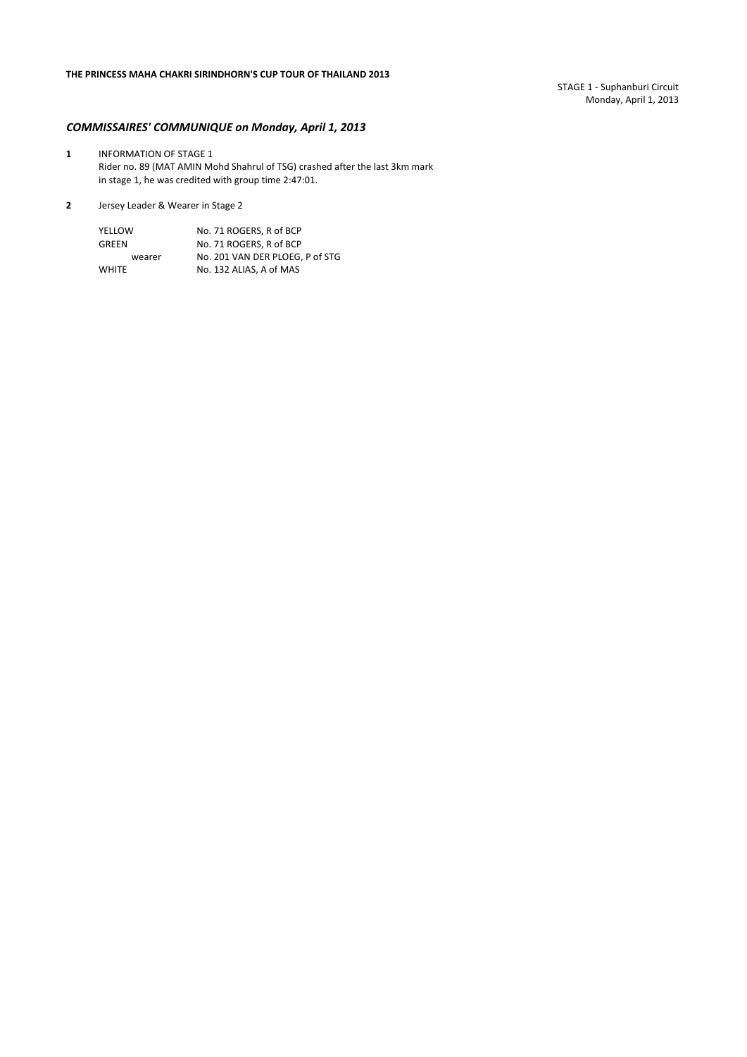**THE PRINCESS MAHA CHAKRI SIRINDHORN'S CUP TOUR OF THAILAND 2013**

STAGE 1 - Suphanburi Circuit
Monday, April 1, 2013

## *COMMISSAIRES' COMMUNIQUE on Monday, April 1, 2013*

**1** INFORMATION OF STAGE 1
Rider no. 89 (MAT AMIN Mohd Shahrul of TSG) crashed after the last 3km mark in stage 1, he was credited with group time 2:47:01.

**2** Jersey Leader & Wearer in Stage 2

| | |
|---|---|
| YELLOW | No. 71 ROGERS, R of BCP |
| GREEN | No. 71 ROGERS, R of BCP |
| wearer | No. 201 VAN DER PLOEG, P of STG |
| WHITE | No. 132 ALIAS, A of MAS |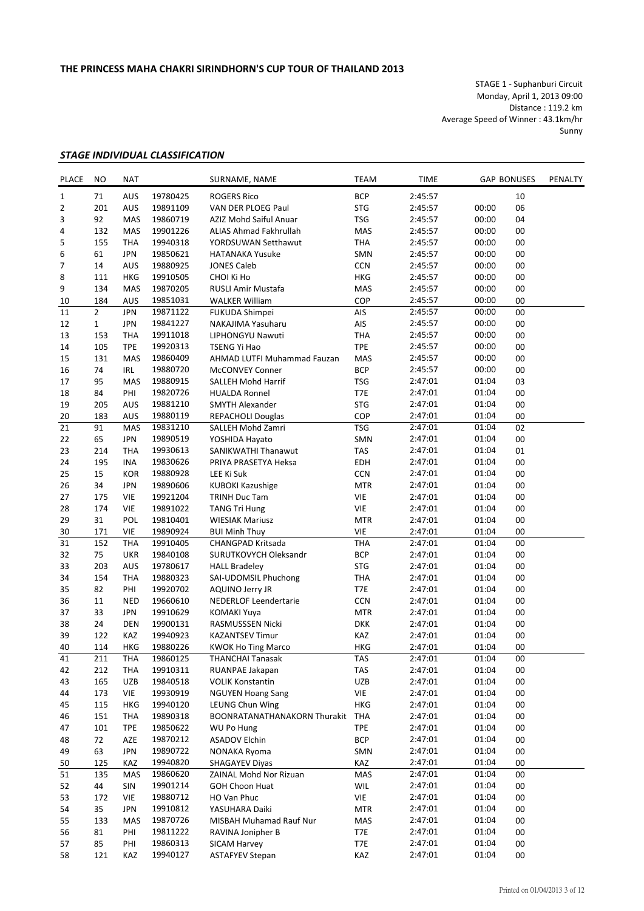# THE PRINCESS MAHA CHAKRI SIRINDHORN'S CUP TOUR OF THAILAND 2013

STAGE 1 - Suphanburi Circuit
Monday, April 1, 2013 09:00
Distance : 119.2 km
Average Speed of Winner : 43.1km/hr
Sunny

## *STAGE INDIVIDUAL CLASSIFICATION*

| PLACE | NO | NAT | | SURNAME, NAME | TEAM | TIME | GAP | BONUSES | PENALTY |
|---|---|---|---|---|---|---|---|---|---|
| 1 | 71 | AUS | 19780425 | ROGERS Rico | BCP | 2:45:57 | | 10 | |
| 2 | 201 | AUS | 19891109 | VAN DER PLOEG Paul | STG | 2:45:57 | 00:00 | 06 | |
| 3 | 92 | MAS | 19860719 | AZIZ Mohd Saiful Anuar | TSG | 2:45:57 | 00:00 | 04 | |
| 4 | 132 | MAS | 19901226 | ALIAS Ahmad Fakhrullah | MAS | 2:45:57 | 00:00 | 00 | |
| 5 | 155 | THA | 19940318 | YORDSUWAN Setthawut | THA | 2:45:57 | 00:00 | 00 | |
| 6 | 61 | JPN | 19850621 | HATANAKA Yusuke | SMN | 2:45:57 | 00:00 | 00 | |
| 7 | 14 | AUS | 19880925 | JONES Caleb | CCN | 2:45:57 | 00:00 | 00 | |
| 8 | 111 | HKG | 19910505 | CHOI Ki Ho | HKG | 2:45:57 | 00:00 | 00 | |
| 9 | 134 | MAS | 19870205 | RUSLI Amir Mustafa | MAS | 2:45:57 | 00:00 | 00 | |
| 10 | 184 | AUS | 19851031 | WALKER William | COP | 2:45:57 | 00:00 | 00 | |
| 11 | 2 | JPN | 19871122 | FUKUDA Shimpei | AIS | 2:45:57 | 00:00 | 00 | |
| 12 | 1 | JPN | 19841227 | NAKAJIMA Yasuharu | AIS | 2:45:57 | 00:00 | 00 | |
| 13 | 153 | THA | 19911018 | LIPHONGYU Nawuti | THA | 2:45:57 | 00:00 | 00 | |
| 14 | 105 | TPE | 19920313 | TSENG Yi Hao | TPE | 2:45:57 | 00:00 | 00 | |
| 15 | 131 | MAS | 19860409 | AHMAD LUTFI Muhammad Fauzan | MAS | 2:45:57 | 00:00 | 00 | |
| 16 | 74 | IRL | 19880720 | McCONVEY Conner | BCP | 2:45:57 | 00:00 | 00 | |
| 17 | 95 | MAS | 19880915 | SALLEH Mohd Harrif | TSG | 2:47:01 | 01:04 | 03 | |
| 18 | 84 | PHI | 19820726 | HUALDA Ronnel | T7E | 2:47:01 | 01:04 | 00 | |
| 19 | 205 | AUS | 19881210 | SMYTH Alexander | STG | 2:47:01 | 01:04 | 00 | |
| 20 | 183 | AUS | 19880119 | REPACHOLI Douglas | COP | 2:47:01 | 01:04 | 00 | |
| 21 | 91 | MAS | 19831210 | SALLEH Mohd Zamri | TSG | 2:47:01 | 01:04 | 02 | |
| 22 | 65 | JPN | 19890519 | YOSHIDA Hayato | SMN | 2:47:01 | 01:04 | 00 | |
| 23 | 214 | THA | 19930613 | SANIKWATHI Thanawut | TAS | 2:47:01 | 01:04 | 01 | |
| 24 | 195 | INA | 19830626 | PRIYA PRASETYA Heksa | EDH | 2:47:01 | 01:04 | 00 | |
| 25 | 15 | KOR | 19880928 | LEE Ki Suk | CCN | 2:47:01 | 01:04 | 00 | |
| 26 | 34 | JPN | 19890606 | KUBOKI Kazushige | MTR | 2:47:01 | 01:04 | 00 | |
| 27 | 175 | VIE | 19921204 | TRINH Duc Tam | VIE | 2:47:01 | 01:04 | 00 | |
| 28 | 174 | VIE | 19891022 | TANG Tri Hung | VIE | 2:47:01 | 01:04 | 00 | |
| 29 | 31 | POL | 19810401 | WIESIAK Mariusz | MTR | 2:47:01 | 01:04 | 00 | |
| 30 | 171 | VIE | 19890924 | BUI Minh Thuy | VIE | 2:47:01 | 01:04 | 00 | |
| 31 | 152 | THA | 19910405 | CHANGPAD Kritsada | THA | 2:47:01 | 01:04 | 00 | |
| 32 | 75 | UKR | 19840108 | SURUTKOVYCH Oleksandr | BCP | 2:47:01 | 01:04 | 00 | |
| 33 | 203 | AUS | 19780617 | HALL Bradeley | STG | 2:47:01 | 01:04 | 00 | |
| 34 | 154 | THA | 19880323 | SAI-UDOMSIL Phuchong | THA | 2:47:01 | 01:04 | 00 | |
| 35 | 82 | PHI | 19920702 | AQUINO Jerry JR | T7E | 2:47:01 | 01:04 | 00 | |
| 36 | 11 | NED | 19660610 | NEDERLOF Leendertarie | CCN | 2:47:01 | 01:04 | 00 | |
| 37 | 33 | JPN | 19910629 | KOMAKI Yuya | MTR | 2:47:01 | 01:04 | 00 | |
| 38 | 24 | DEN | 19900131 | RASMUSSSEN Nicki | DKK | 2:47:01 | 01:04 | 00 | |
| 39 | 122 | KAZ | 19940923 | KAZANTSEV Timur | KAZ | 2:47:01 | 01:04 | 00 | |
| 40 | 114 | HKG | 19880226 | KWOK Ho Ting Marco | HKG | 2:47:01 | 01:04 | 00 | |
| 41 | 211 | THA | 19860125 | THANCHAI Tanasak | TAS | 2:47:01 | 01:04 | 00 | |
| 42 | 212 | THA | 19910311 | RUANPAE Jakapan | TAS | 2:47:01 | 01:04 | 00 | |
| 43 | 165 | UZB | 19840518 | VOLIK Konstantin | UZB | 2:47:01 | 01:04 | 00 | |
| 44 | 173 | VIE | 19930919 | NGUYEN Hoang Sang | VIE | 2:47:01 | 01:04 | 00 | |
| 45 | 115 | HKG | 19940120 | LEUNG Chun Wing | HKG | 2:47:01 | 01:04 | 00 | |
| 46 | 151 | THA | 19890318 | BOONRATANATHANAKORN Thurakit | THA | 2:47:01 | 01:04 | 00 | |
| 47 | 101 | TPE | 19850622 | WU Po Hung | TPE | 2:47:01 | 01:04 | 00 | |
| 48 | 72 | AZE | 19870212 | ASADOV Elchin | BCP | 2:47:01 | 01:04 | 00 | |
| 49 | 63 | JPN | 19890722 | NONAKA Ryoma | SMN | 2:47:01 | 01:04 | 00 | |
| 50 | 125 | KAZ | 19940820 | SHAGAYEV Diyas | KAZ | 2:47:01 | 01:04 | 00 | |
| 51 | 135 | MAS | 19860620 | ZAINAL Mohd Nor Rizuan | MAS | 2:47:01 | 01:04 | 00 | |
| 52 | 44 | SIN | 19901214 | GOH Choon Huat | WIL | 2:47:01 | 01:04 | 00 | |
| 53 | 172 | VIE | 19880712 | HO Van Phuc | VIE | 2:47:01 | 01:04 | 00 | |
| 54 | 35 | JPN | 19910812 | YASUHARA Daiki | MTR | 2:47:01 | 01:04 | 00 | |
| 55 | 133 | MAS | 19870726 | MISBAH Muhamad Rauf Nur | MAS | 2:47:01 | 01:04 | 00 | |
| 56 | 81 | PHI | 19811222 | RAVINA Jonipher B | T7E | 2:47:01 | 01:04 | 00 | |
| 57 | 85 | PHI | 19860313 | SICAM Harvey | T7E | 2:47:01 | 01:04 | 00 | |
| 58 | 121 | KAZ | 19940127 | ASTAFYEV Stepan | KAZ | 2:47:01 | 01:04 | 00 | |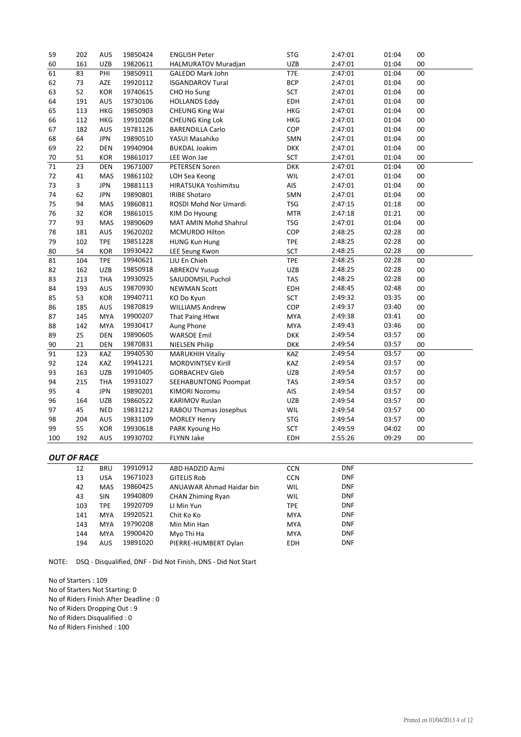| 59 | 202 | AUS | 19850424 | ENGLISH Peter | STG | 2:47:01 | 01:04 | 00 |
|---|---|---|---|---|---|---|---|---|
| 60 | 161 | UZB | 19820611 | HALMURATOV Muradjan | UZB | 2:47:01 | 01:04 | 00 |
| 61 | 83 | PHI | 19850911 | GALEDO Mark John | T7E | 2:47:01 | 01:04 | 00 |
| 62 | 73 | AZE | 19920112 | ISGANDAROV Tural | BCP | 2:47:01 | 01:04 | 00 |
| 63 | 52 | KOR | 19740615 | CHO Ho Sung | SCT | 2:47:01 | 01:04 | 00 |
| 64 | 191 | AUS | 19730106 | HOLLANDS Eddy | EDH | 2:47:01 | 01:04 | 00 |
| 65 | 113 | HKG | 19850903 | CHEUNG King Wai | HKG | 2:47:01 | 01:04 | 00 |
| 66 | 112 | HKG | 19910208 | CHEUNG King Lok | HKG | 2:47:01 | 01:04 | 00 |
| 67 | 182 | AUS | 19781126 | BARENDILLA Carlo | COP | 2:47:01 | 01:04 | 00 |
| 68 | 64 | JPN | 19890510 | YASUI Masahiko | SMN | 2:47:01 | 01:04 | 00 |
| 69 | 22 | DEN | 19940904 | BUKDAL Joakim | DKK | 2:47:01 | 01:04 | 00 |
| 70 | 51 | KOR | 19861017 | LEE Won Jae | SCT | 2:47:01 | 01:04 | 00 |
| 71 | 23 | DEN | 19671007 | PETERSEN Soren | DKK | 2:47:01 | 01:04 | 00 |
| 72 | 41 | MAS | 19861102 | LOH Sea Keong | WIL | 2:47:01 | 01:04 | 00 |
| 73 | 3 | JPN | 19881113 | HIRATSUKA Yoshimitsu | AIS | 2:47:01 | 01:04 | 00 |
| 74 | 62 | JPN | 19890801 | IRIBE Shotaro | SMN | 2:47:01 | 01:04 | 00 |
| 75 | 94 | MAS | 19860811 | ROSDI Mohd Nor Umardi | TSG | 2:47:15 | 01:18 | 00 |
| 76 | 32 | KOR | 19861015 | KIM Do Hyoung | MTR | 2:47:18 | 01:21 | 00 |
| 77 | 93 | MAS | 19890609 | MAT AMIN Mohd Shahrul | TSG | 2:47:01 | 01:04 | 00 |
| 78 | 181 | AUS | 19620202 | MCMURDO Hilton | COP | 2:48:25 | 02:28 | 00 |
| 79 | 102 | TPE | 19851228 | HUNG Kun Hung | TPE | 2:48:25 | 02:28 | 00 |
| 80 | 54 | KOR | 19930422 | LEE Seung Kwon | SCT | 2:48:25 | 02:28 | 00 |
| 81 | 104 | TPE | 19940621 | LIU En Chieh | TPE | 2:48:25 | 02:28 | 00 |
| 82 | 162 | UZB | 19850918 | ABREKOV Yusup | UZB | 2:48:25 | 02:28 | 00 |
| 83 | 213 | THA | 19930925 | SAIUDOMSIL Puchol | TAS | 2:48:25 | 02:28 | 00 |
| 84 | 193 | AUS | 19870930 | NEWMAN Scott | EDH | 2:48:45 | 02:48 | 00 |
| 85 | 53 | KOR | 19940711 | KO Do Kyun | SCT | 2:49:32 | 03:35 | 00 |
| 86 | 185 | AUS | 19870819 | WILLIAMS Andrew | COP | 2:49:37 | 03:40 | 00 |
| 87 | 145 | MYA | 19900207 | That Paing Htwe | MYA | 2:49:38 | 03:41 | 00 |
| 88 | 142 | MYA | 19930417 | Aung Phone | MYA | 2:49:43 | 03:46 | 00 |
| 89 | 25 | DEN | 19890605 | WARSOE Emil | DKK | 2:49:54 | 03:57 | 00 |
| 90 | 21 | DEN | 19870831 | NIELSEN Philip | DKK | 2:49:54 | 03:57 | 00 |
| 91 | 123 | KAZ | 19940530 | MARUKHIH Vitaliy | KAZ | 2:49:54 | 03:57 | 00 |
| 92 | 124 | KAZ | 19941221 | MORDVINTSEV Kirill | KAZ | 2:49:54 | 03:57 | 00 |
| 93 | 163 | UZB | 19910405 | GORBACHEV Gleb | UZB | 2:49:54 | 03:57 | 00 |
| 94 | 215 | THA | 19931027 | SEEHABUNTONG Poompat | TAS | 2:49:54 | 03:57 | 00 |
| 95 | 4 | JPN | 19890201 | KIMORI Nozomu | AIS | 2:49:54 | 03:57 | 00 |
| 96 | 164 | UZB | 19860522 | KARIMOV Ruslan | UZB | 2:49:54 | 03:57 | 00 |
| 97 | 45 | NED | 19831212 | RABOU Thomas Josephus | WIL | 2:49:54 | 03:57 | 00 |
| 98 | 204 | AUS | 19831109 | MORLEY Henry | STG | 2:49:54 | 03:57 | 00 |
| 99 | 55 | KOR | 19930618 | PARK Kyoung Ho | SCT | 2:49:59 | 04:02 | 00 |
| 100 | 192 | AUS | 19930702 | FLYNN Jake | EDH | 2:55:26 | 09:29 | 00 |

### *OUT OF RACE*

| 12 | BRU | 19910912 | ABD HADZID Azmi | CCN | DNF |
|---|---|---|---|---|---|
| 13 | USA | 19671023 | GITELIS Rob | CCN | DNF |
| 42 | MAS | 19860425 | ANUAWAR Ahmad Haidar bin | WIL | DNF |
| 43 | SIN | 19940809 | CHAN Zhiming Ryan | WIL | DNF |
| 103 | TPE | 19920709 | LI Min Yun | TPE | DNF |
| 141 | MYA | 19920521 | Chit Ko Ko | MYA | DNF |
| 143 | MYA | 19790208 | Min Min Han | MYA | DNF |
| 144 | MYA | 19900420 | Myo Thi Ha | MYA | DNF |
| 194 | AUS | 19891020 | PIERRE-HUMBERT Dylan | EDH | DNF |

NOTE: DSQ - Disqualified, DNF - Did Not Finish, DNS - Did Not Start

No of Starters : 109
No of Starters Not Starting: 0
No of Riders Finish After Deadline : 0
No of Riders Dropping Out : 9
No of Riders Disqualified : 0
No of Riders Finished : 100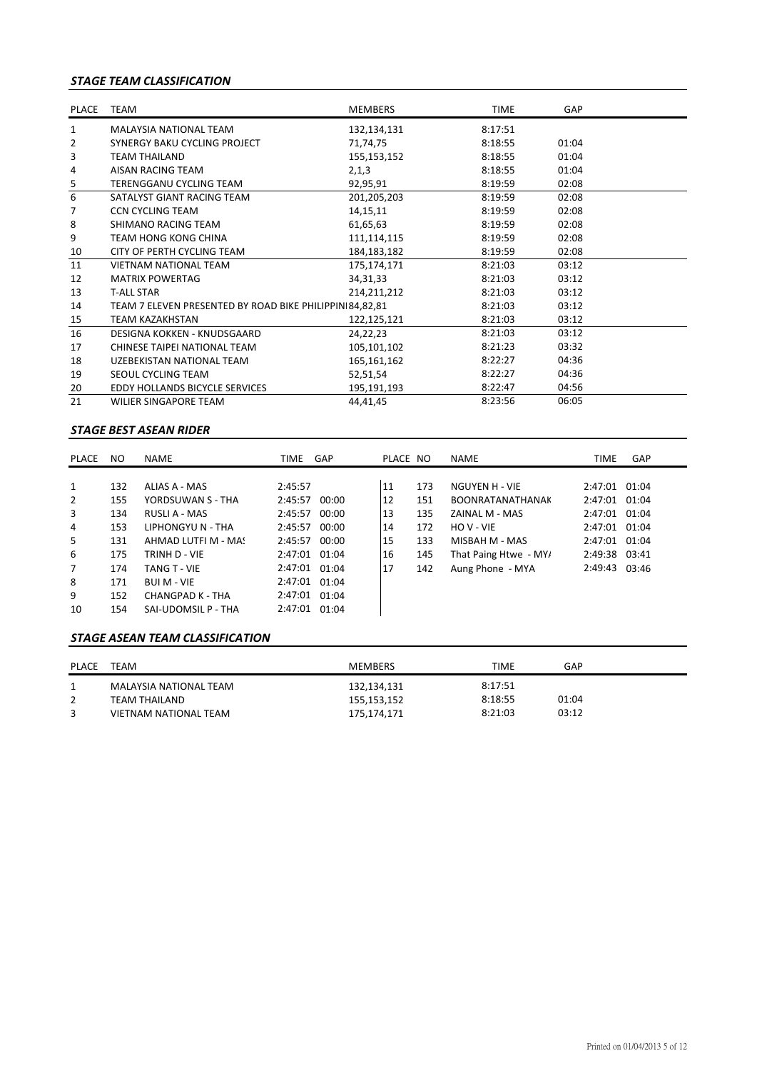### *STAGE TEAM CLASSIFICATION*

| PLACE | TEAM | MEMBERS | TIME | GAP |
|---|---|---|---|---|
| 1 | MALAYSIA NATIONAL TEAM | 132,134,131 | 8:17:51 | |
| 2 | SYNERGY BAKU CYCLING PROJECT | 71,74,75 | 8:18:55 | 01:04 |
| 3 | TEAM THAILAND | 155,153,152 | 8:18:55 | 01:04 |
| 4 | AISAN RACING TEAM | 2,1,3 | 8:18:55 | 01:04 |
| 5 | TERENGGANU CYCLING TEAM | 92,95,91 | 8:19:59 | 02:08 |
| 6 | SATALYST GIANT RACING TEAM | 201,205,203 | 8:19:59 | 02:08 |
| 7 | CCN CYCLING TEAM | 14,15,11 | 8:19:59 | 02:08 |
| 8 | SHIMANO RACING TEAM | 61,65,63 | 8:19:59 | 02:08 |
| 9 | TEAM HONG KONG CHINA | 111,114,115 | 8:19:59 | 02:08 |
| 10 | CITY OF PERTH CYCLING TEAM | 184,183,182 | 8:19:59 | 02:08 |
| 11 | VIETNAM NATIONAL TEAM | 175,174,171 | 8:21:03 | 03:12 |
| 12 | MATRIX POWERTAG | 34,31,33 | 8:21:03 | 03:12 |
| 13 | T-ALL STAR | 214,211,212 | 8:21:03 | 03:12 |
| 14 | TEAM 7 ELEVEN PRESENTED BY ROAD BIKE PHILIPPINI | 84,82,81 | 8:21:03 | 03:12 |
| 15 | TEAM KAZAKHSTAN | 122,125,121 | 8:21:03 | 03:12 |
| 16 | DESIGNA KOKKEN - KNUDSGAARD | 24,22,23 | 8:21:03 | 03:12 |
| 17 | CHINESE TAIPEI NATIONAL TEAM | 105,101,102 | 8:21:23 | 03:32 |
| 18 | UZEBEKISTAN NATIONAL TEAM | 165,161,162 | 8:22:27 | 04:36 |
| 19 | SEOUL CYCLING TEAM | 52,51,54 | 8:22:27 | 04:36 |
| 20 | EDDY HOLLANDS BICYCLE SERVICES | 195,191,193 | 8:22:47 | 04:56 |
| 21 | WILIER SINGAPORE TEAM | 44,41,45 | 8:23:56 | 06:05 |

### *STAGE BEST ASEAN RIDER*

| PLACE | NO | NAME | TIME | GAP |
|---|---|---|---|---|
| 1 | 132 | ALIAS A - MAS | 2:45:57 | |
| 2 | 155 | YORDSUWAN S - THA | 2:45:57 | 00:00 |
| 3 | 134 | RUSLI A - MAS | 2:45:57 | 00:00 |
| 4 | 153 | LIPHONGYU N - THA | 2:45:57 | 00:00 |
| 5 | 131 | AHMAD LUTFI M - MAS | 2:45:57 | 00:00 |
| 6 | 175 | TRINH D - VIE | 2:47:01 | 01:04 |
| 7 | 174 | TANG T - VIE | 2:47:01 | 01:04 |
| 8 | 171 | BUI M - VIE | 2:47:01 | 01:04 |
| 9 | 152 | CHANGPAD K - THA | 2:47:01 | 01:04 |
| 10 | 154 | SAI-UDOMSIL P - THA | 2:47:01 | 01:04 |
| 11 | 173 | NGUYEN H - VIE | 2:47:01 | 01:04 |
| 12 | 151 | BOONRATANATHANAK | 2:47:01 | 01:04 |
| 13 | 135 | ZAINAL M - MAS | 2:47:01 | 01:04 |
| 14 | 172 | HO V - VIE | 2:47:01 | 01:04 |
| 15 | 133 | MISBAH M - MAS | 2:47:01 | 01:04 |
| 16 | 145 | That Paing Htwe - MYA | 2:49:38 | 03:41 |
| 17 | 142 | Aung Phone - MYA | 2:49:43 | 03:46 |

### *STAGE ASEAN TEAM CLASSIFICATION*

| PLACE | TEAM | MEMBERS | TIME | GAP |
|---|---|---|---|---|
| 1 | MALAYSIA NATIONAL TEAM | 132,134,131 | 8:17:51 | |
| 2 | TEAM THAILAND | 155,153,152 | 8:18:55 | 01:04 |
| 3 | VIETNAM NATIONAL TEAM | 175,174,171 | 8:21:03 | 03:12 |

Printed on 01/04/2013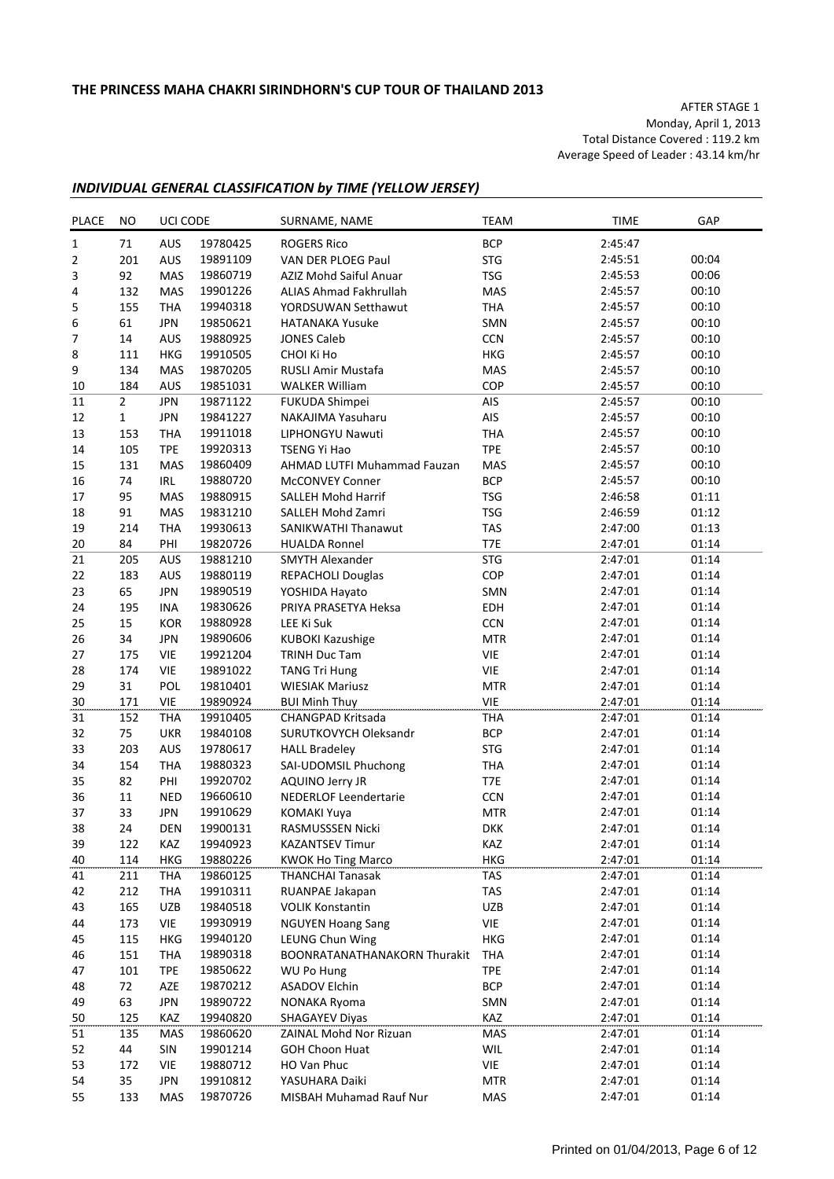# THE PRINCESS MAHA CHAKRI SIRINDHORN'S CUP TOUR OF THAILAND 2013

AFTER STAGE 1
Monday, April 1, 2013
Total Distance Covered : 119.2 km
Average Speed of Leader : 43.14 km/hr

## *INDIVIDUAL GENERAL CLASSIFICATION by TIME (YELLOW JERSEY)*

| PLACE | NO | UCI CODE | | SURNAME, NAME | TEAM | TIME | GAP |
|---|---|---|---|---|---|---|---|
| 1 | 71 | AUS | 19780425 | ROGERS Rico | BCP | 2:45:47 | |
| 2 | 201 | AUS | 19891109 | VAN DER PLOEG Paul | STG | 2:45:51 | 00:04 |
| 3 | 92 | MAS | 19860719 | AZIZ Mohd Saiful Anuar | TSG | 2:45:53 | 00:06 |
| 4 | 132 | MAS | 19901226 | ALIAS Ahmad Fakhrullah | MAS | 2:45:57 | 00:10 |
| 5 | 155 | THA | 19940318 | YORDSUWAN Setthawut | THA | 2:45:57 | 00:10 |
| 6 | 61 | JPN | 19850621 | HATANAKA Yusuke | SMN | 2:45:57 | 00:10 |
| 7 | 14 | AUS | 19880925 | JONES Caleb | CCN | 2:45:57 | 00:10 |
| 8 | 111 | HKG | 19910505 | CHOI Ki Ho | HKG | 2:45:57 | 00:10 |
| 9 | 134 | MAS | 19870205 | RUSLI Amir Mustafa | MAS | 2:45:57 | 00:10 |
| 10 | 184 | AUS | 19851031 | WALKER William | COP | 2:45:57 | 00:10 |
| 11 | 2 | JPN | 19871122 | FUKUDA Shimpei | AIS | 2:45:57 | 00:10 |
| 12 | 1 | JPN | 19841227 | NAKAJIMA Yasuharu | AIS | 2:45:57 | 00:10 |
| 13 | 153 | THA | 19911018 | LIPHONGYU Nawuti | THA | 2:45:57 | 00:10 |
| 14 | 105 | TPE | 19920313 | TSENG Yi Hao | TPE | 2:45:57 | 00:10 |
| 15 | 131 | MAS | 19860409 | AHMAD LUTFI Muhammad Fauzan | MAS | 2:45:57 | 00:10 |
| 16 | 74 | IRL | 19880720 | McCONVEY Conner | BCP | 2:45:57 | 00:10 |
| 17 | 95 | MAS | 19880915 | SALLEH Mohd Harrif | TSG | 2:46:58 | 01:11 |
| 18 | 91 | MAS | 19831210 | SALLEH Mohd Zamri | TSG | 2:46:59 | 01:12 |
| 19 | 214 | THA | 19930613 | SANIKWATHI Thanawut | TAS | 2:47:00 | 01:13 |
| 20 | 84 | PHI | 19820726 | HUALDA Ronnel | T7E | 2:47:01 | 01:14 |
| 21 | 205 | AUS | 19881210 | SMYTH Alexander | STG | 2:47:01 | 01:14 |
| 22 | 183 | AUS | 19880119 | REPACHOLI Douglas | COP | 2:47:01 | 01:14 |
| 23 | 65 | JPN | 19890519 | YOSHIDA Hayato | SMN | 2:47:01 | 01:14 |
| 24 | 195 | INA | 19830626 | PRIYA PRASETYA Heksa | EDH | 2:47:01 | 01:14 |
| 25 | 15 | KOR | 19880928 | LEE Ki Suk | CCN | 2:47:01 | 01:14 |
| 26 | 34 | JPN | 19890606 | KUBOKI Kazushige | MTR | 2:47:01 | 01:14 |
| 27 | 175 | VIE | 19921204 | TRINH Duc Tam | VIE | 2:47:01 | 01:14 |
| 28 | 174 | VIE | 19891022 | TANG Tri Hung | VIE | 2:47:01 | 01:14 |
| 29 | 31 | POL | 19810401 | WIESIAK Mariusz | MTR | 2:47:01 | 01:14 |
| 30 | 171 | VIE | 19890924 | BUI Minh Thuy | VIE | 2:47:01 | 01:14 |
| 31 | 152 | THA | 19910405 | CHANGPAD Kritsada | THA | 2:47:01 | 01:14 |
| 32 | 75 | UKR | 19840108 | SURUTKOVYCH Oleksandr | BCP | 2:47:01 | 01:14 |
| 33 | 203 | AUS | 19780617 | HALL Bradeley | STG | 2:47:01 | 01:14 |
| 34 | 154 | THA | 19880323 | SAI-UDOMSIL Phuchong | THA | 2:47:01 | 01:14 |
| 35 | 82 | PHI | 19920702 | AQUINO Jerry JR | T7E | 2:47:01 | 01:14 |
| 36 | 11 | NED | 19660610 | NEDERLOF Leendertarie | CCN | 2:47:01 | 01:14 |
| 37 | 33 | JPN | 19910629 | KOMAKI Yuya | MTR | 2:47:01 | 01:14 |
| 38 | 24 | DEN | 19900131 | RASMUSSSEN Nicki | DKK | 2:47:01 | 01:14 |
| 39 | 122 | KAZ | 19940923 | KAZANTSEV Timur | KAZ | 2:47:01 | 01:14 |
| 40 | 114 | HKG | 19880226 | KWOK Ho Ting Marco | HKG | 2:47:01 | 01:14 |
| 41 | 211 | THA | 19860125 | THANCHAI Tanasak | TAS | 2:47:01 | 01:14 |
| 42 | 212 | THA | 19910311 | RUANPAE Jakapan | TAS | 2:47:01 | 01:14 |
| 43 | 165 | UZB | 19840518 | VOLIK Konstantin | UZB | 2:47:01 | 01:14 |
| 44 | 173 | VIE | 19930919 | NGUYEN Hoang Sang | VIE | 2:47:01 | 01:14 |
| 45 | 115 | HKG | 19940120 | LEUNG Chun Wing | HKG | 2:47:01 | 01:14 |
| 46 | 151 | THA | 19890318 | BOONRATANATHANAKORN Thurakit | THA | 2:47:01 | 01:14 |
| 47 | 101 | TPE | 19850622 | WU Po Hung | TPE | 2:47:01 | 01:14 |
| 48 | 72 | AZE | 19870212 | ASADOV Elchin | BCP | 2:47:01 | 01:14 |
| 49 | 63 | JPN | 19890722 | NONAKA Ryoma | SMN | 2:47:01 | 01:14 |
| 50 | 125 | KAZ | 19940820 | SHAGAYEV Diyas | KAZ | 2:47:01 | 01:14 |
| 51 | 135 | MAS | 19860620 | ZAINAL Mohd Nor Rizuan | MAS | 2:47:01 | 01:14 |
| 52 | 44 | SIN | 19901214 | GOH Choon Huat | WIL | 2:47:01 | 01:14 |
| 53 | 172 | VIE | 19880712 | HO Van Phuc | VIE | 2:47:01 | 01:14 |
| 54 | 35 | JPN | 19910812 | YASUHARA Daiki | MTR | 2:47:01 | 01:14 |
| 55 | 133 | MAS | 19870726 | MISBAH Muhamad Rauf Nur | MAS | 2:47:01 | 01:14 |

Printed on 01/04/2013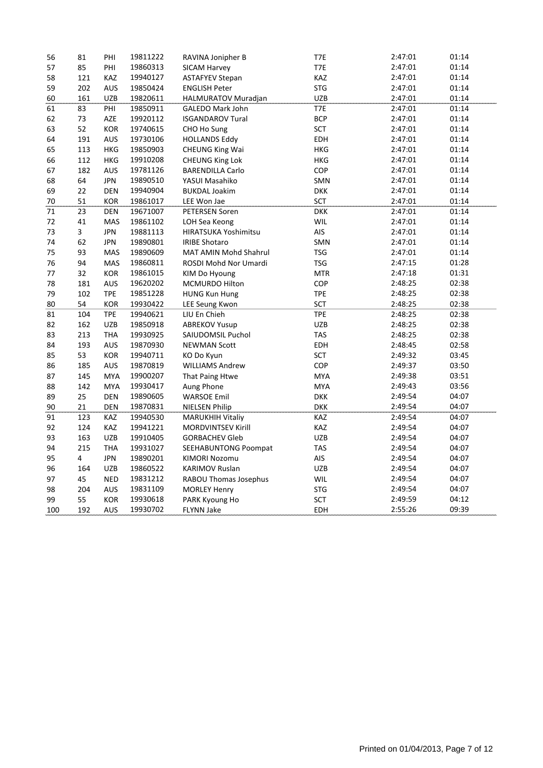| | | | | | | | |
|---|---|---|---|---|---|---|---|
| 56 | 81 | PHI | 19811222 | RAVINA Jonipher B | T7E | 2:47:01 | 01:14 |
| 57 | 85 | PHI | 19860313 | SICAM Harvey | T7E | 2:47:01 | 01:14 |
| 58 | 121 | KAZ | 19940127 | ASTAFYEV Stepan | KAZ | 2:47:01 | 01:14 |
| 59 | 202 | AUS | 19850424 | ENGLISH Peter | STG | 2:47:01 | 01:14 |
| 60 | 161 | UZB | 19820611 | HALMURATOV Muradjan | UZB | 2:47:01 | 01:14 |
| 61 | 83 | PHI | 19850911 | GALEDO Mark John | T7E | 2:47:01 | 01:14 |
| 62 | 73 | AZE | 19920112 | ISGANDAROV Tural | BCP | 2:47:01 | 01:14 |
| 63 | 52 | KOR | 19740615 | CHO Ho Sung | SCT | 2:47:01 | 01:14 |
| 64 | 191 | AUS | 19730106 | HOLLANDS Eddy | EDH | 2:47:01 | 01:14 |
| 65 | 113 | HKG | 19850903 | CHEUNG King Wai | HKG | 2:47:01 | 01:14 |
| 66 | 112 | HKG | 19910208 | CHEUNG King Lok | HKG | 2:47:01 | 01:14 |
| 67 | 182 | AUS | 19781126 | BARENDILLA Carlo | COP | 2:47:01 | 01:14 |
| 68 | 64 | JPN | 19890510 | YASUI Masahiko | SMN | 2:47:01 | 01:14 |
| 69 | 22 | DEN | 19940904 | BUKDAL Joakim | DKK | 2:47:01 | 01:14 |
| 70 | 51 | KOR | 19861017 | LEE Won Jae | SCT | 2:47:01 | 01:14 |
| 71 | 23 | DEN | 19671007 | PETERSEN Soren | DKK | 2:47:01 | 01:14 |
| 72 | 41 | MAS | 19861102 | LOH Sea Keong | WIL | 2:47:01 | 01:14 |
| 73 | 3 | JPN | 19881113 | HIRATSUKA Yoshimitsu | AIS | 2:47:01 | 01:14 |
| 74 | 62 | JPN | 19890801 | IRIBE Shotaro | SMN | 2:47:01 | 01:14 |
| 75 | 93 | MAS | 19890609 | MAT AMIN Mohd Shahrul | TSG | 2:47:01 | 01:14 |
| 76 | 94 | MAS | 19860811 | ROSDI Mohd Nor Umardi | TSG | 2:47:15 | 01:28 |
| 77 | 32 | KOR | 19861015 | KIM Do Hyoung | MTR | 2:47:18 | 01:31 |
| 78 | 181 | AUS | 19620202 | MCMURDO Hilton | COP | 2:48:25 | 02:38 |
| 79 | 102 | TPE | 19851228 | HUNG Kun Hung | TPE | 2:48:25 | 02:38 |
| 80 | 54 | KOR | 19930422 | LEE Seung Kwon | SCT | 2:48:25 | 02:38 |
| 81 | 104 | TPE | 19940621 | LIU En Chieh | TPE | 2:48:25 | 02:38 |
| 82 | 162 | UZB | 19850918 | ABREKOV Yusup | UZB | 2:48:25 | 02:38 |
| 83 | 213 | THA | 19930925 | SAIUDOMSIL Puchol | TAS | 2:48:25 | 02:38 |
| 84 | 193 | AUS | 19870930 | NEWMAN Scott | EDH | 2:48:45 | 02:58 |
| 85 | 53 | KOR | 19940711 | KO Do Kyun | SCT | 2:49:32 | 03:45 |
| 86 | 185 | AUS | 19870819 | WILLIAMS Andrew | COP | 2:49:37 | 03:50 |
| 87 | 145 | MYA | 19900207 | That Paing Htwe | MYA | 2:49:38 | 03:51 |
| 88 | 142 | MYA | 19930417 | Aung Phone | MYA | 2:49:43 | 03:56 |
| 89 | 25 | DEN | 19890605 | WARSOE Emil | DKK | 2:49:54 | 04:07 |
| 90 | 21 | DEN | 19870831 | NIELSEN Philip | DKK | 2:49:54 | 04:07 |
| 91 | 123 | KAZ | 19940530 | MARUKHIH Vitaliy | KAZ | 2:49:54 | 04:07 |
| 92 | 124 | KAZ | 19941221 | MORDVINTSEV Kirill | KAZ | 2:49:54 | 04:07 |
| 93 | 163 | UZB | 19910405 | GORBACHEV Gleb | UZB | 2:49:54 | 04:07 |
| 94 | 215 | THA | 19931027 | SEEHABUNTONG Poompat | TAS | 2:49:54 | 04:07 |
| 95 | 4 | JPN | 19890201 | KIMORI Nozomu | AIS | 2:49:54 | 04:07 |
| 96 | 164 | UZB | 19860522 | KARIMOV Ruslan | UZB | 2:49:54 | 04:07 |
| 97 | 45 | NED | 19831212 | RABOU Thomas Josephus | WIL | 2:49:54 | 04:07 |
| 98 | 204 | AUS | 19831109 | MORLEY Henry | STG | 2:49:54 | 04:07 |
| 99 | 55 | KOR | 19930618 | PARK Kyoung Ho | SCT | 2:49:59 | 04:12 |
| 100 | 192 | AUS | 19930702 | FLYNN Jake | EDH | 2:55:26 | 09:39 |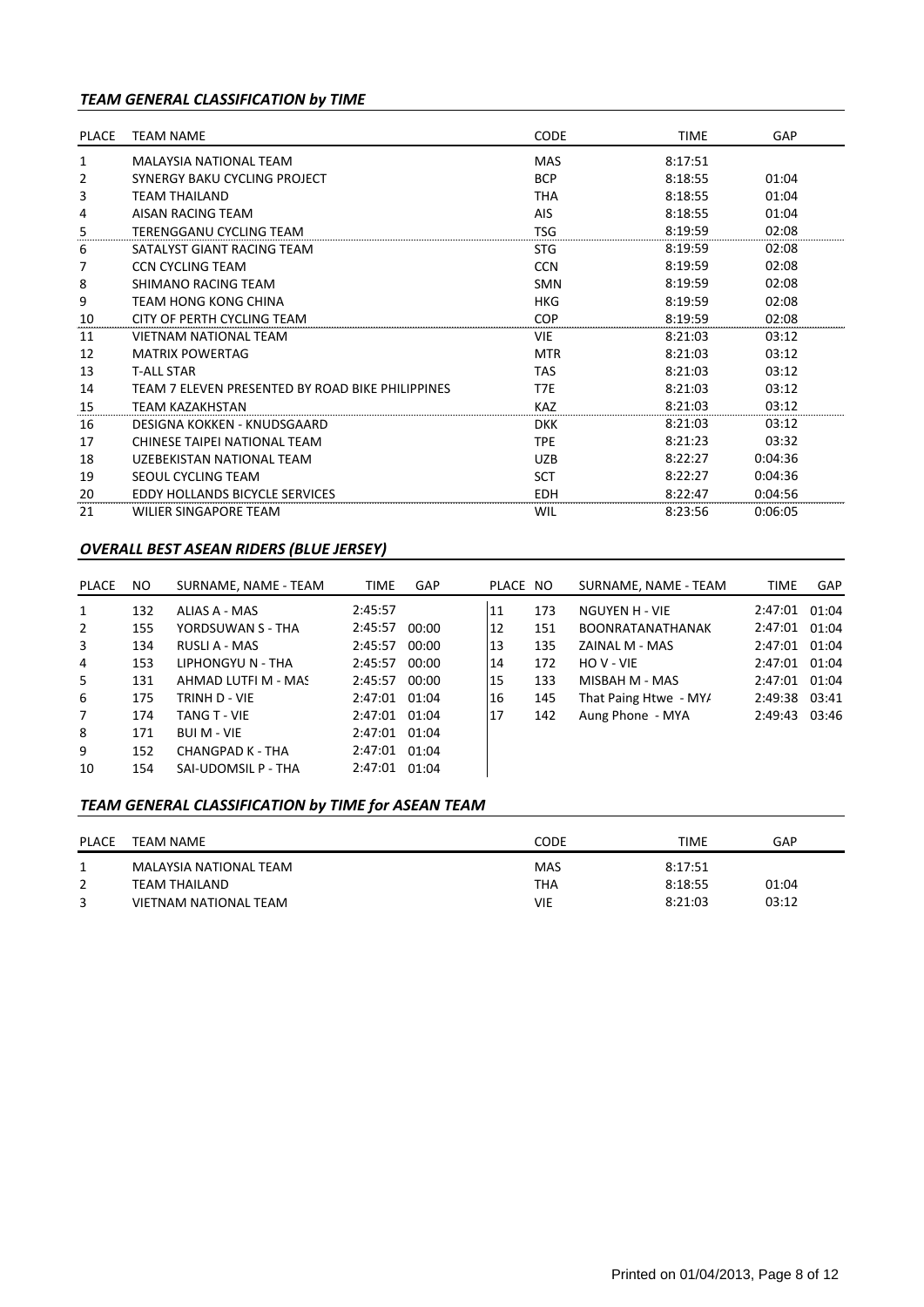### *TEAM GENERAL CLASSIFICATION by TIME*

| PLACE | TEAM NAME | CODE | TIME | GAP |
|---|---|---|---|---|
| 1 | MALAYSIA NATIONAL TEAM | MAS | 8:17:51 | |
| 2 | SYNERGY BAKU CYCLING PROJECT | BCP | 8:18:55 | 01:04 |
| 3 | TEAM THAILAND | THA | 8:18:55 | 01:04 |
| 4 | AISAN RACING TEAM | AIS | 8:18:55 | 01:04 |
| 5 | TERENGGANU CYCLING TEAM | TSG | 8:19:59 | 02:08 |
| 6 | SATALYST GIANT RACING TEAM | STG | 8:19:59 | 02:08 |
| 7 | CCN CYCLING TEAM | CCN | 8:19:59 | 02:08 |
| 8 | SHIMANO RACING TEAM | SMN | 8:19:59 | 02:08 |
| 9 | TEAM HONG KONG CHINA | HKG | 8:19:59 | 02:08 |
| 10 | CITY OF PERTH CYCLING TEAM | COP | 8:19:59 | 02:08 |
| 11 | VIETNAM NATIONAL TEAM | VIE | 8:21:03 | 03:12 |
| 12 | MATRIX POWERTAG | MTR | 8:21:03 | 03:12 |
| 13 | T-ALL STAR | TAS | 8:21:03 | 03:12 |
| 14 | TEAM 7 ELEVEN PRESENTED BY ROAD BIKE PHILIPPINES | T7E | 8:21:03 | 03:12 |
| 15 | TEAM KAZAKHSTAN | KAZ | 8:21:03 | 03:12 |
| 16 | DESIGNA KOKKEN - KNUDSGAARD | DKK | 8:21:03 | 03:12 |
| 17 | CHINESE TAIPEI NATIONAL TEAM | TPE | 8:21:23 | 03:32 |
| 18 | UZEBEKISTAN NATIONAL TEAM | UZB | 8:22:27 | 0:04:36 |
| 19 | SEOUL CYCLING TEAM | SCT | 8:22:27 | 0:04:36 |
| 20 | EDDY HOLLANDS BICYCLE SERVICES | EDH | 8:22:47 | 0:04:56 |
| 21 | WILIER SINGAPORE TEAM | WIL | 8:23:56 | 0:06:05 |

### *OVERALL BEST ASEAN RIDERS (BLUE JERSEY)*

| PLACE | NO | SURNAME, NAME - TEAM | TIME | GAP |
|---|---|---|---|---|
| 1 | 132 | ALIAS A - MAS | 2:45:57 | |
| 2 | 155 | YORDSUWAN S - THA | 2:45:57 | 00:00 |
| 3 | 134 | RUSLI A - MAS | 2:45:57 | 00:00 |
| 4 | 153 | LIPHONGYU N - THA | 2:45:57 | 00:00 |
| 5 | 131 | AHMAD LUTFI M - MAS | 2:45:57 | 00:00 |
| 6 | 175 | TRINH D - VIE | 2:47:01 | 01:04 |
| 7 | 174 | TANG T - VIE | 2:47:01 | 01:04 |
| 8 | 171 | BUI M - VIE | 2:47:01 | 01:04 |
| 9 | 152 | CHANGPAD K - THA | 2:47:01 | 01:04 |
| 10 | 154 | SAI-UDOMSIL P - THA | 2:47:01 | 01:04 |
| 11 | 173 | NGUYEN H - VIE | 2:47:01 | 01:04 |
| 12 | 151 | BOONRATANATHANAK | 2:47:01 | 01:04 |
| 13 | 135 | ZAINAL M - MAS | 2:47:01 | 01:04 |
| 14 | 172 | HO V - VIE | 2:47:01 | 01:04 |
| 15 | 133 | MISBAH M - MAS | 2:47:01 | 01:04 |
| 16 | 145 | That Paing Htwe - MYA | 2:49:38 | 03:41 |
| 17 | 142 | Aung Phone - MYA | 2:49:43 | 03:46 |

### *TEAM GENERAL CLASSIFICATION by TIME for ASEAN TEAM*

| PLACE | TEAM NAME | CODE | TIME | GAP |
|---|---|---|---|---|
| 1 | MALAYSIA NATIONAL TEAM | MAS | 8:17:51 | |
| 2 | TEAM THAILAND | THA | 8:18:55 | 01:04 |
| 3 | VIETNAM NATIONAL TEAM | VIE | 8:21:03 | 03:12 |

Printed on 01/04/2013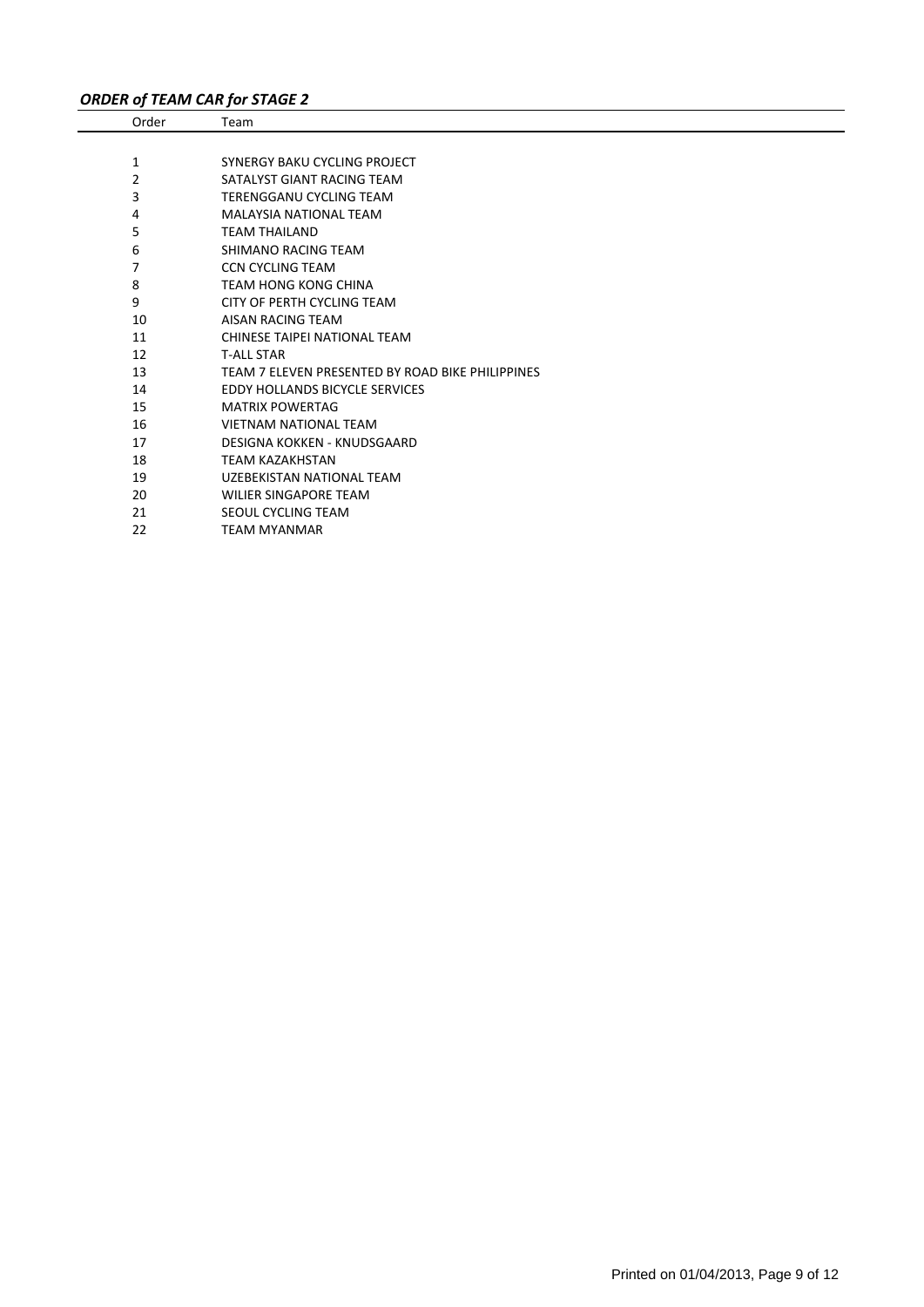***ORDER of TEAM CAR for STAGE 2***

| Order | Team |
|---|---|
| 1 | SYNERGY BAKU CYCLING PROJECT |
| 2 | SATALYST GIANT RACING TEAM |
| 3 | TERENGGANU CYCLING TEAM |
| 4 | MALAYSIA NATIONAL TEAM |
| 5 | TEAM THAILAND |
| 6 | SHIMANO RACING TEAM |
| 7 | CCN CYCLING TEAM |
| 8 | TEAM HONG KONG CHINA |
| 9 | CITY OF PERTH CYCLING TEAM |
| 10 | AISAN RACING TEAM |
| 11 | CHINESE TAIPEI NATIONAL TEAM |
| 12 | T-ALL STAR |
| 13 | TEAM 7 ELEVEN PRESENTED BY ROAD BIKE PHILIPPINES |
| 14 | EDDY HOLLANDS BICYCLE SERVICES |
| 15 | MATRIX POWERTAG |
| 16 | VIETNAM NATIONAL TEAM |
| 17 | DESIGNA KOKKEN - KNUDSGAARD |
| 18 | TEAM KAZAKHSTAN |
| 19 | UZEBEKISTAN NATIONAL TEAM |
| 20 | WILIER SINGAPORE TEAM |
| 21 | SEOUL CYCLING TEAM |
| 22 | TEAM MYANMAR |

Printed on 01/04/2013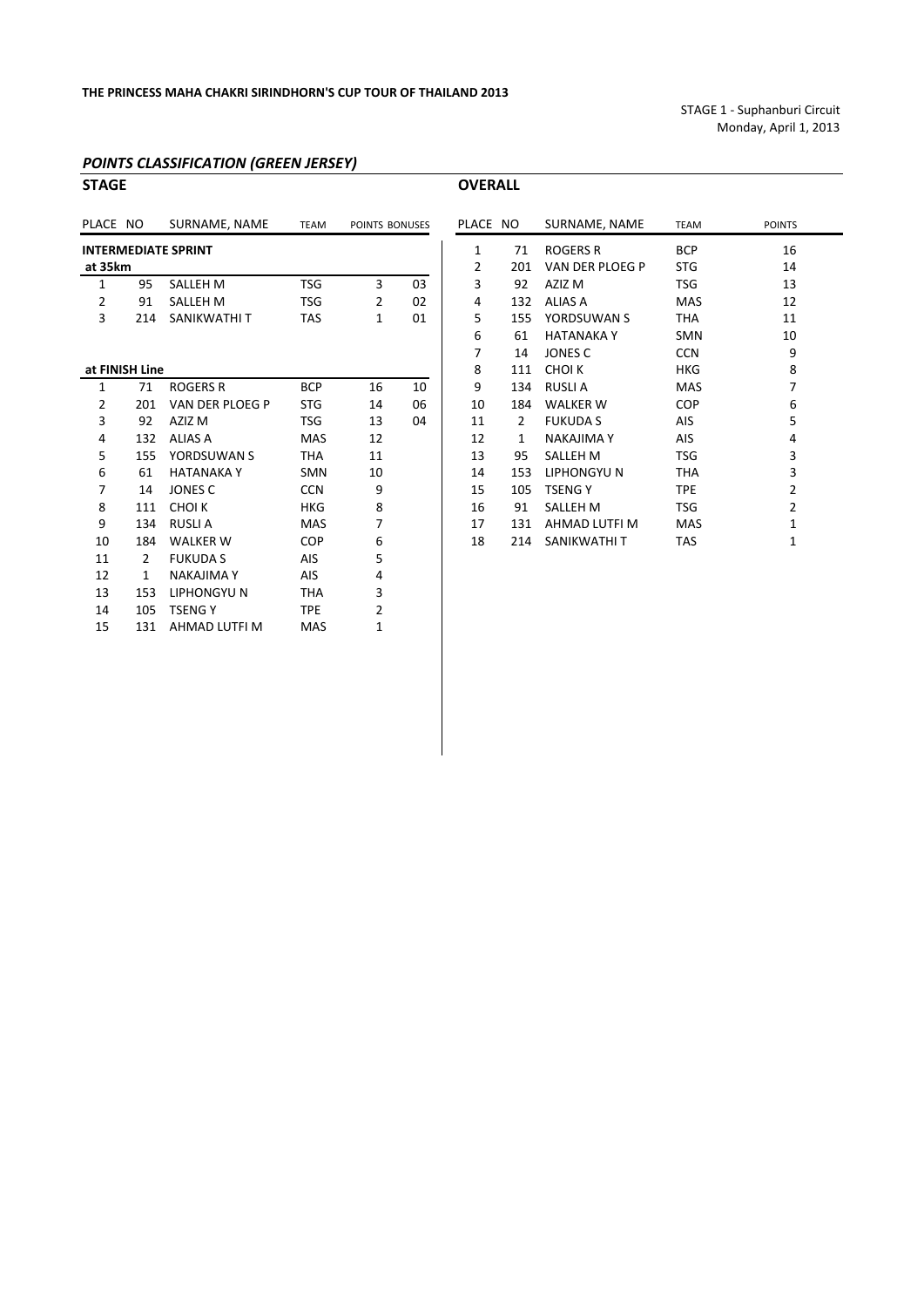**THE PRINCESS MAHA CHAKRI SIRINDHORN'S CUP TOUR OF THAILAND 2013**

STAGE 1 - Suphanburi Circuit
Monday, April 1, 2013

## *POINTS CLASSIFICATION (GREEN JERSEY)*

### STAGE

**INTERMEDIATE SPRINT**

**at 35km**

| PLACE | NO | SURNAME, NAME | TEAM | POINTS | BONUSES |
|---|---|---|---|---|---|
| 1 | 95 | SALLEH M | TSG | 3 | 03 |
| 2 | 91 | SALLEH M | TSG | 2 | 02 |
| 3 | 214 | SANIKWATHI T | TAS | 1 | 01 |

**at FINISH Line**

| PLACE | NO | SURNAME, NAME | TEAM | POINTS | BONUSES |
|---|---|---|---|---|---|
| 1 | 71 | ROGERS R | BCP | 16 | 10 |
| 2 | 201 | VAN DER PLOEG P | STG | 14 | 06 |
| 3 | 92 | AZIZ M | TSG | 13 | 04 |
| 4 | 132 | ALIAS A | MAS | 12 | |
| 5 | 155 | YORDSUWAN S | THA | 11 | |
| 6 | 61 | HATANAKA Y | SMN | 10 | |
| 7 | 14 | JONES C | CCN | 9 | |
| 8 | 111 | CHOI K | HKG | 8 | |
| 9 | 134 | RUSLI A | MAS | 7 | |
| 10 | 184 | WALKER W | COP | 6 | |
| 11 | 2 | FUKUDA S | AIS | 5 | |
| 12 | 1 | NAKAJIMA Y | AIS | 4 | |
| 13 | 153 | LIPHONGYU N | THA | 3 | |
| 14 | 105 | TSENG Y | TPE | 2 | |
| 15 | 131 | AHMAD LUTFI M | MAS | 1 | |

### OVERALL

| PLACE | NO | SURNAME, NAME | TEAM | POINTS |
|---|---|---|---|---|
| 1 | 71 | ROGERS R | BCP | 16 |
| 2 | 201 | VAN DER PLOEG P | STG | 14 |
| 3 | 92 | AZIZ M | TSG | 13 |
| 4 | 132 | ALIAS A | MAS | 12 |
| 5 | 155 | YORDSUWAN S | THA | 11 |
| 6 | 61 | HATANAKA Y | SMN | 10 |
| 7 | 14 | JONES C | CCN | 9 |
| 8 | 111 | CHOI K | HKG | 8 |
| 9 | 134 | RUSLI A | MAS | 7 |
| 10 | 184 | WALKER W | COP | 6 |
| 11 | 2 | FUKUDA S | AIS | 5 |
| 12 | 1 | NAKAJIMA Y | AIS | 4 |
| 13 | 95 | SALLEH M | TSG | 3 |
| 14 | 153 | LIPHONGYU N | THA | 3 |
| 15 | 105 | TSENG Y | TPE | 2 |
| 16 | 91 | SALLEH M | TSG | 2 |
| 17 | 131 | AHMAD LUTFI M | MAS | 1 |
| 18 | 214 | SANIKWATHI T | TAS | 1 |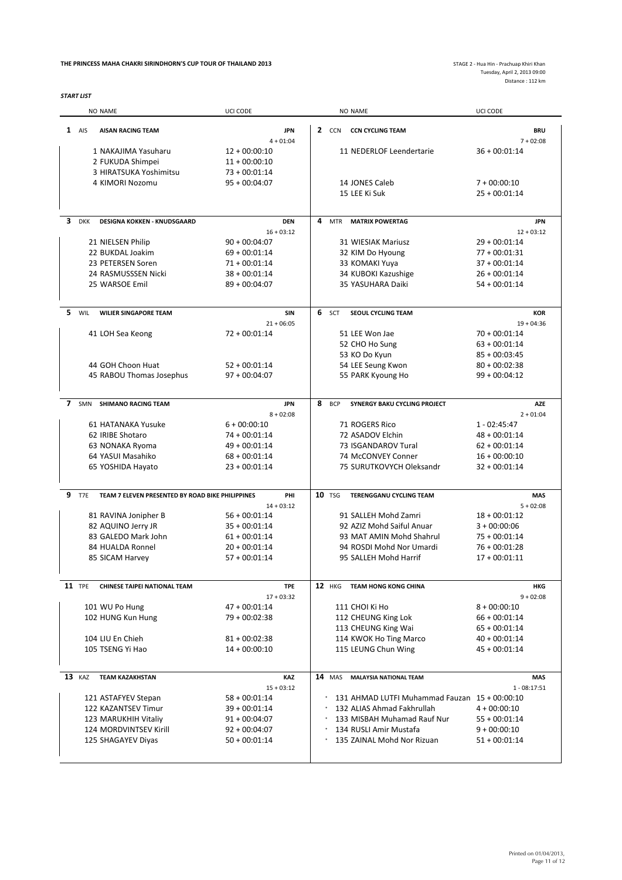**THE PRINCESS MAHA CHAKRI SIRINDHORN'S CUP TOUR OF THAILAND 2013**

STAGE 2 - Hua Hin - Prachuap Khiri Khan
Tuesday, April 2, 2013 09:00
Distance : 112 km

***START LIST***

| NO | NAME | UCI CODE | NO | NAME | UCI CODE |
|---|---|---|---|---|---|
| **1** AIS | **AISAN RACING TEAM** | **JPN** 4 + 01:04 | **2** CCN | **CCN CYCLING TEAM** | **BRU** 7 + 02:08 |
| 1 | NAKAJIMA Yasuharu | 12 + 00:00:10 | 11 | NEDERLOF Leendertarie | 36 + 00:01:14 |
| 2 | FUKUDA Shimpei | 11 + 00:00:10 | | | |
| 3 | HIRATSUKA Yoshimitsu | 73 + 00:01:14 | | | |
| 4 | KIMORI Nozomu | 95 + 00:04:07 | 14 | JONES Caleb | 7 + 00:00:10 |
| | | | 15 | LEE Ki Suk | 25 + 00:01:14 |
| **3** DKK | **DESIGNA KOKKEN - KNUDSGAARD** | **DEN** 16 + 03:12 | **4** MTR | **MATRIX POWERTAG** | **JPN** 12 + 03:12 |
| 21 | NIELSEN Philip | 90 + 00:04:07 | 31 | WIESIAK Mariusz | 29 + 00:01:14 |
| 22 | BUKDAL Joakim | 69 + 00:01:14 | 32 | KIM Do Hyoung | 77 + 00:01:31 |
| 23 | PETERSEN Soren | 71 + 00:01:14 | 33 | KOMAKI Yuya | 37 + 00:01:14 |
| 24 | RASMUSSSEN Nicki | 38 + 00:01:14 | 34 | KUBOKI Kazushige | 26 + 00:01:14 |
| 25 | WARSOE Emil | 89 + 00:04:07 | 35 | YASUHARA Daiki | 54 + 00:01:14 |
| **5** WIL | **WILIER SINGAPORE TEAM** | **SIN** 21 + 06:05 | **6** SCT | **SEOUL CYCLING TEAM** | **KOR** 19 + 04:36 |
| 41 | LOH Sea Keong | 72 + 00:01:14 | 51 | LEE Won Jae | 70 + 00:01:14 |
| | | | 52 | CHO Ho Sung | 63 + 00:01:14 |
| | | | 53 | KO Do Kyun | 85 + 00:03:45 |
| 44 | GOH Choon Huat | 52 + 00:01:14 | 54 | LEE Seung Kwon | 80 + 00:02:38 |
| 45 | RABOU Thomas Josephus | 97 + 00:04:07 | 55 | PARK Kyoung Ho | 99 + 00:04:12 |
| **7** SMN | **SHIMANO RACING TEAM** | **JPN** 8 + 02:08 | **8** BCP | **SYNERGY BAKU CYCLING PROJECT** | **AZE** 2 + 01:04 |
| 61 | HATANAKA Yusuke | 6 + 00:00:10 | 71 | ROGERS Rico | 1 - 02:45:47 |
| 62 | IRIBE Shotaro | 74 + 00:01:14 | 72 | ASADOV Elchin | 48 + 00:01:14 |
| 63 | NONAKA Ryoma | 49 + 00:01:14 | 73 | ISGANDAROV Tural | 62 + 00:01:14 |
| 64 | YASUI Masahiko | 68 + 00:01:14 | 74 | McCONVEY Conner | 16 + 00:00:10 |
| 65 | YOSHIDA Hayato | 23 + 00:01:14 | 75 | SURUTKOVYCH Oleksandr | 32 + 00:01:14 |
| **9** T7E | **TEAM 7 ELEVEN PRESENTED BY ROAD BIKE PHILIPPINES** | **PHI** 14 + 03:12 | **10** TSG | **TERENGGANU CYCLING TEAM** | **MAS** 5 + 02:08 |
| 81 | RAVINA Jonipher B | 56 + 00:01:14 | 91 | SALLEH Mohd Zamri | 18 + 00:01:12 |
| 82 | AQUINO Jerry JR | 35 + 00:01:14 | 92 | AZIZ Mohd Saiful Anuar | 3 + 00:00:06 |
| 83 | GALEDO Mark John | 61 + 00:01:14 | 93 | MAT AMIN Mohd Shahrul | 75 + 00:01:14 |
| 84 | HUALDA Ronnel | 20 + 00:01:14 | 94 | ROSDI Mohd Nor Umardi | 76 + 00:01:28 |
| 85 | SICAM Harvey | 57 + 00:01:14 | 95 | SALLEH Mohd Harrif | 17 + 00:01:11 |
| **11** TPE | **CHINESE TAIPEI NATIONAL TEAM** | **TPE** 17 + 03:32 | **12** HKG | **TEAM HONG KONG CHINA** | **HKG** 9 + 02:08 |
| 101 | WU Po Hung | 47 + 00:01:14 | 111 | CHOI Ki Ho | 8 + 00:00:10 |
| 102 | HUNG Kun Hung | 79 + 00:02:38 | 112 | CHEUNG King Lok | 66 + 00:01:14 |
| | | | 113 | CHEUNG King Wai | 65 + 00:01:14 |
| 104 | LIU En Chieh | 81 + 00:02:38 | 114 | KWOK Ho Ting Marco | 40 + 00:01:14 |
| 105 | TSENG Yi Hao | 14 + 00:00:10 | 115 | LEUNG Chun Wing | 45 + 00:01:14 |
| **13** KAZ | **TEAM KAZAKHSTAN** | **KAZ** 15 + 03:12 | **14** MAS | **MALAYSIA NATIONAL TEAM** | **MAS** 1 - 08:17:51 |
| 121 | ASTAFYEV Stepan | 58 + 00:01:14 | * 131 | AHMAD LUTFI Muhammad Fauzan | 15 + 00:00:10 |
| 122 | KAZANTSEV Timur | 39 + 00:01:14 | * 132 | ALIAS Ahmad Fakhrullah | 4 + 00:00:10 |
| 123 | MARUKHIH Vitaliy | 91 + 00:04:07 | * 133 | MISBAH Muhamad Rauf Nur | 55 + 00:01:14 |
| 124 | MORDVINTSEV Kirill | 92 + 00:04:07 | * 134 | RUSLI Amir Mustafa | 9 + 00:00:10 |
| 125 | SHAGAYEV Diyas | 50 + 00:01:14 | * 135 | ZAINAL Mohd Nor Rizuan | 51 + 00:01:14 |

Printed on 01/04/2013,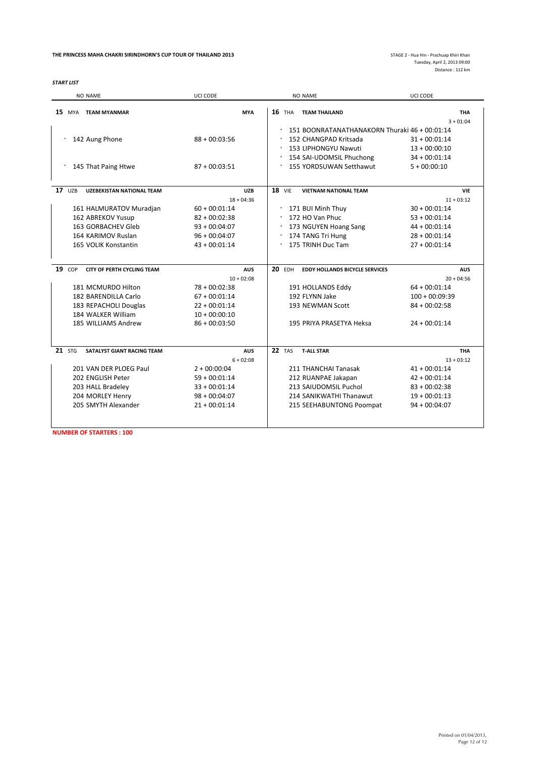**THE PRINCESS MAHA CHAKRI SIRINDHORN'S CUP TOUR OF THAILAND 2013**

STAGE 2 - Hua Hin - Prachuap Khiri Khan
Tuesday, April 2, 2013 09:00
Distance : 112 km

***START LIST***

| NO NAME | UCI CODE | NO NAME | UCI CODE |
|---|---|---|---|
| **15** MYA **TEAM MYANMAR** | **MYA** | **16** THA **TEAM THAILAND** | **THA** |
| | | | 3 + 01:04 |
| | | * 151 BOONRATANATHANAKORN Thuraki | 46 + 00:01:14 |
| * 142 Aung Phone | 88 + 00:03:56 | * 152 CHANGPAD Kritsada | 31 + 00:01:14 |
| | | * 153 LIPHONGYU Nawuti | 13 + 00:00:10 |
| | | * 154 SAI-UDOMSIL Phuchong | 34 + 00:01:14 |
| * 145 That Paing Htwe | 87 + 00:03:51 | * 155 YORDSUWAN Setthawut | 5 + 00:00:10 |
| **17** UZB **UZEBEKISTAN NATIONAL TEAM** | **UZB** | **18** VIE **VIETNAM NATIONAL TEAM** | **VIE** |
| | 18 + 04:36 | | 11 + 03:12 |
| 161 HALMURATOV Muradjan | 60 + 00:01:14 | * 171 BUI Minh Thuy | 30 + 00:01:14 |
| 162 ABREKOV Yusup | 82 + 00:02:38 | * 172 HO Van Phuc | 53 + 00:01:14 |
| 163 GORBACHEV Gleb | 93 + 00:04:07 | * 173 NGUYEN Hoang Sang | 44 + 00:01:14 |
| 164 KARIMOV Ruslan | 96 + 00:04:07 | * 174 TANG Tri Hung | 28 + 00:01:14 |
| 165 VOLIK Konstantin | 43 + 00:01:14 | * 175 TRINH Duc Tam | 27 + 00:01:14 |
| **19** COP **CITY OF PERTH CYCLING TEAM** | **AUS** | **20** EDH **EDDY HOLLANDS BICYCLE SERVICES** | **AUS** |
| | 10 + 02:08 | | 20 + 04:56 |
| 181 MCMURDO Hilton | 78 + 00:02:38 | 191 HOLLANDS Eddy | 64 + 00:01:14 |
| 182 BARENDILLA Carlo | 67 + 00:01:14 | 192 FLYNN Jake | 100 + 00:09:39 |
| 183 REPACHOLI Douglas | 22 + 00:01:14 | 193 NEWMAN Scott | 84 + 00:02:58 |
| 184 WALKER William | 10 + 00:00:10 | | |
| 185 WILLIAMS Andrew | 86 + 00:03:50 | 195 PRIYA PRASETYA Heksa | 24 + 00:01:14 |
| **21** STG **SATALYST GIANT RACING TEAM** | **AUS** | **22** TAS **T-ALL STAR** | **THA** |
| | 6 + 02:08 | | 13 + 03:12 |
| 201 VAN DER PLOEG Paul | 2 + 00:00:04 | 211 THANCHAI Tanasak | 41 + 00:01:14 |
| 202 ENGLISH Peter | 59 + 00:01:14 | 212 RUANPAE Jakapan | 42 + 00:01:14 |
| 203 HALL Bradeley | 33 + 00:01:14 | 213 SAIUDOMSIL Puchol | 83 + 00:02:38 |
| 204 MORLEY Henry | 98 + 00:04:07 | 214 SANIKWATHI Thanawut | 19 + 00:01:13 |
| 205 SMYTH Alexander | 21 + 00:01:14 | 215 SEEHABUNTONG Poompat | 94 + 00:04:07 |

**NUMBER OF STARTERS : 100**

Printed on 01/04/2013,